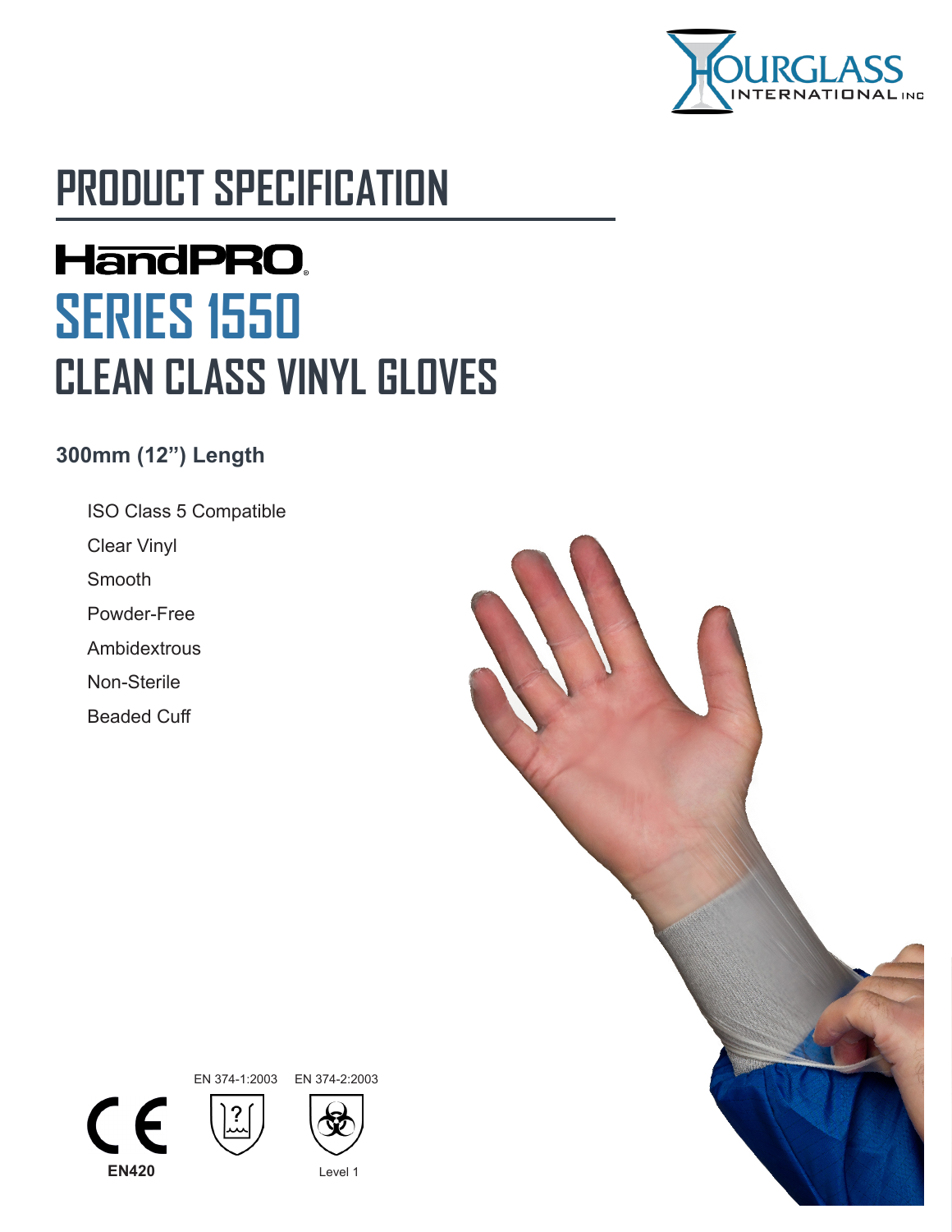HOURGLASS INTERNATIONAL INC

# PRODUCT SPECIFICATION

## HandPRO®
## SERIES 1550
## CLEAN CLASS VINYL GLOVES

### 300mm (12") Length

- ISO Class 5 Compatible
- Clear Vinyl
- Smooth
- Powder-Free
- Ambidextrous
- Non-Sterile
- Beaded Cuff

CE EN420

EN 374-1:2003

EN 374-2:2003 Level 1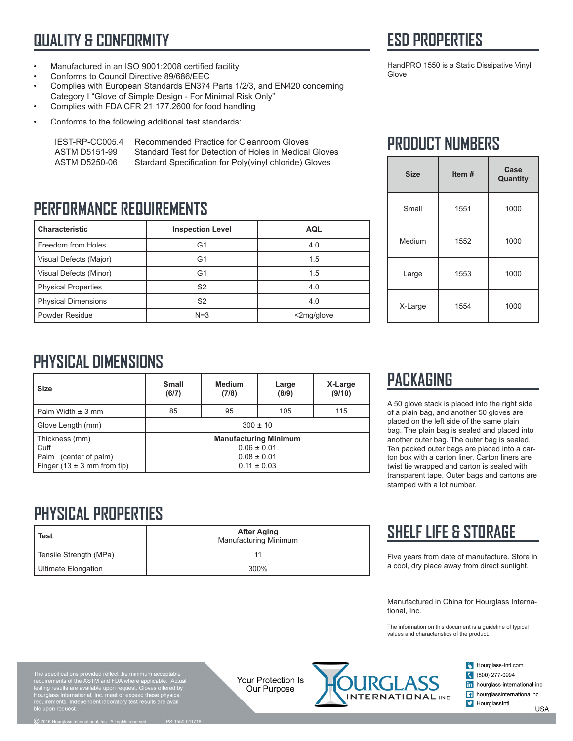## QUALITY & CONFORMITY

- Manufactured in an ISO 9001:2008 certified facility
- Conforms to Council Directive 89/686/EEC
- Complies with European Standards EN374 Parts 1/2/3, and EN420 concerning Category I "Glove of Simple Design - For Minimal Risk Only"
- Complies with FDA CFR 21 177.2600 for food handling
- Conforms to the following additional test standards:

| | |
|---|---|
| IEST-RP-CC005.4 | Recommended Practice for Cleanroom Gloves |
| ASTM D5151-99 | Standard Test for Detection of Holes in Medical Gloves |
| ASTM D5250-06 | Stardard Specification for Poly(vinyl chloride) Gloves |

## PERFORMANCE REQUIREMENTS

| Characteristic | Inspection Level | AQL |
|---|---|---|
| Freedom from Holes | G1 | 4.0 |
| Visual Defects (Major) | G1 | 1.5 |
| Visual Defects (Minor) | G1 | 1.5 |
| Physical Properties | S2 | 4.0 |
| Physical Dimensions | S2 | 4.0 |
| Powder Residue | N=3 | <2mg/glove |

## PHYSICAL DIMENSIONS

| Size | Small (6/7) | Medium (7/8) | Large (8/9) | X-Large (9/10) |
|---|---|---|---|---|
| Palm Width ± 3 mm | 85 | 95 | 105 | 115 |
| Glove Length (mm) | 300 ± 10 | | | |
| Thickness (mm) | **Manufacturing Minimum** | | | |
| Cuff | 0.06 ± 0.01 | | | |
| Palm (center of palm) | 0.08 ± 0.01 | | | |
| Finger (13 ± 3 mm from tip) | 0.11 ± 0.03 | | | |

## PHYSICAL PROPERTIES

| Test | **After Aging** Manufacturing Minimum |
|---|---|
| Tensile Strength (MPa) | 11 |
| Ultimate Elongation | 300% |

## ESD PROPERTIES

HandPRO 1550 is a Static Dissipative Vinyl Glove

## PRODUCT NUMBERS

| Size | Item # | Case Quantity |
|---|---|---|
| Small | 1551 | 1000 |
| Medium | 1552 | 1000 |
| Large | 1553 | 1000 |
| X-Large | 1554 | 1000 |

## PACKAGING

A 50 glove stack is placed into the right side of a plain bag, and another 50 gloves are placed on the left side of the same plain bag. The plain bag is sealed and placed into another outer bag. The outer bag is sealed. Ten packed outer bags are placed into a carton box with a carton liner. Carton liners are twist tie wrapped and carton is sealed with transparent tape. Outer bags and cartons are stamped with a lot number.

## SHELF LIFE & STORAGE

Five years from date of manufacture. Store in a cool, dry place away from direct sunlight.

Manufactured in China for Hourglass International, Inc.

The information on this document is a guideline of typical values and characteristics of the product.

The specifications provided reflect the minimum acceptable requirements of the ASTM and FDA where applicable. Actual testing results are available upon request. Gloves offered by Hourglass International, Inc. meet or exceed these physical requirements. Independent laboratory test results are available upon request.

Your Protection Is Our Purpose

HOURGLASS INTERNATIONAL INC

Hourglass-Intl.com
(800) 277-0994
hourglass-international-inc
hourglassinternationalinc
HourglassIntl
USA

© 2016 Hourglass International, Inc. All rights reserved. PS-1550-011718